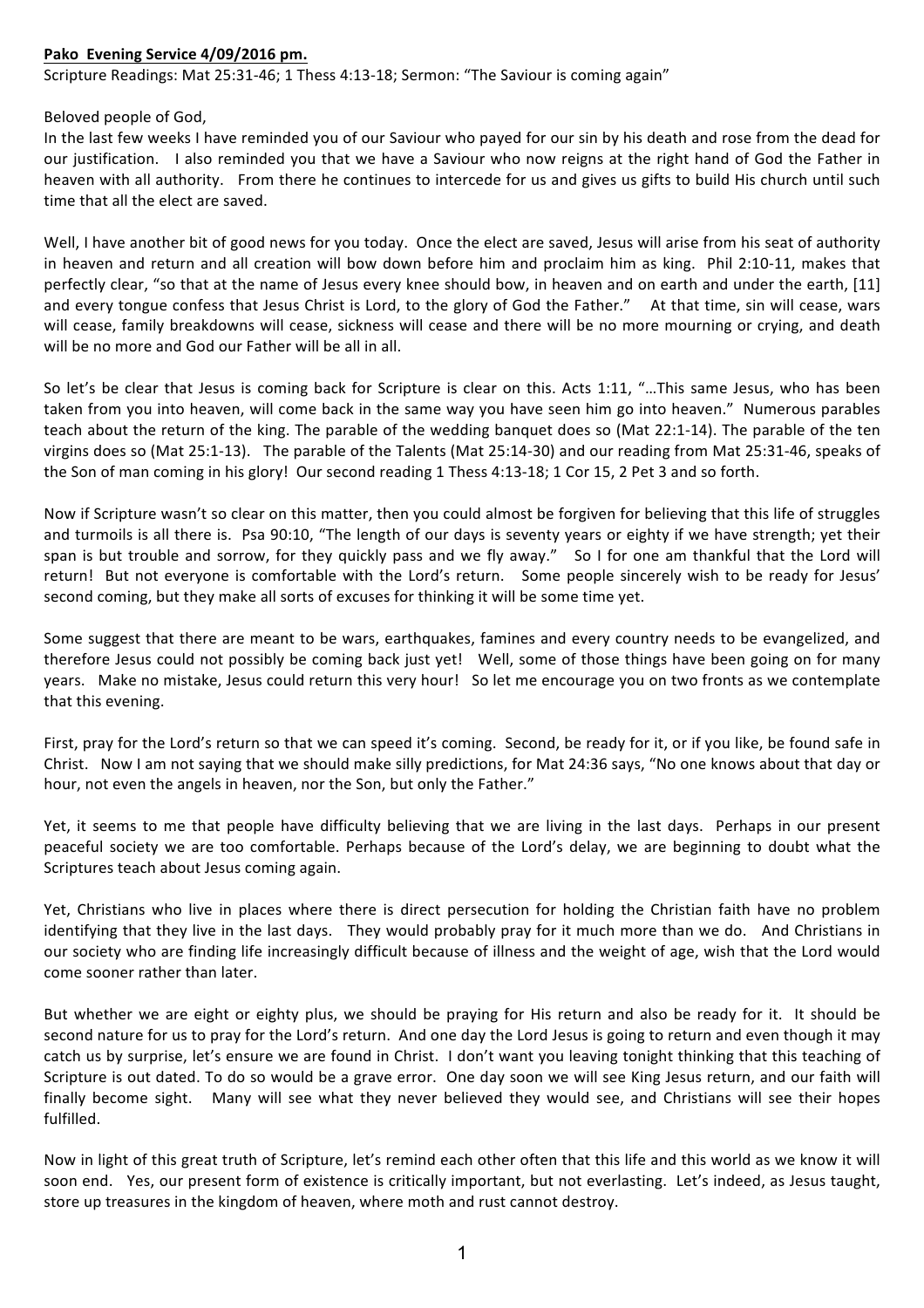**Pako Evening Service 4/09/2016 pm.**

Scripture Readings: Mat 25:31-46; 1 Thess 4:13-18; Sermon: "The Saviour is coming again"

Beloved people of God,

In the last few weeks I have reminded you of our Saviour who payed for our sin by his death and rose from the dead for our justification. I also reminded you that we have a Saviour who now reigns at the right hand of God the Father in heaven with all authority. From there he continues to intercede for us and gives us gifts to build His church until such time that all the elect are saved.

Well, I have another bit of good news for you today. Once the elect are saved, Jesus will arise from his seat of authority in heaven and return and all creation will bow down before him and proclaim him as king. Phil 2:10-11, makes that perfectly clear, "so that at the name of Jesus every knee should bow, in heaven and on earth and under the earth, [11] and every tongue confess that Jesus Christ is Lord, to the glory of God the Father." At that time, sin will cease, wars will cease, family breakdowns will cease, sickness will cease and there will be no more mourning or crying, and death will be no more and God our Father will be all in all.

So let's be clear that Jesus is coming back for Scripture is clear on this. Acts 1:11, "…This same Jesus, who has been taken from you into heaven, will come back in the same way you have seen him go into heaven." Numerous parables teach about the return of the king. The parable of the wedding banquet does so (Mat 22:1-14). The parable of the ten virgins does so (Mat 25:1-13). The parable of the Talents (Mat 25:14-30) and our reading from Mat 25:31-46, speaks of the Son of man coming in his glory! Our second reading 1 Thess 4:13-18; 1 Cor 15, 2 Pet 3 and so forth.

Now if Scripture wasn't so clear on this matter, then you could almost be forgiven for believing that this life of struggles and turmoils is all there is. Psa 90:10, "The length of our days is seventy years or eighty if we have strength; yet their span is but trouble and sorrow, for they quickly pass and we fly away." So I for one am thankful that the Lord will return! But not everyone is comfortable with the Lord's return. Some people sincerely wish to be ready for Jesus' second coming, but they make all sorts of excuses for thinking it will be some time yet.

Some suggest that there are meant to be wars, earthquakes, famines and every country needs to be evangelized, and therefore Jesus could not possibly be coming back just yet! Well, some of those things have been going on for many years. Make no mistake, Jesus could return this very hour! So let me encourage you on two fronts as we contemplate that this evening.

First, pray for the Lord's return so that we can speed it's coming. Second, be ready for it, or if you like, be found safe in Christ. Now I am not saying that we should make silly predictions, for Mat 24:36 says, "No one knows about that day or hour, not even the angels in heaven, nor the Son, but only the Father."

Yet, it seems to me that people have difficulty believing that we are living in the last days. Perhaps in our present peaceful society we are too comfortable. Perhaps because of the Lord's delay, we are beginning to doubt what the Scriptures teach about Jesus coming again.

Yet, Christians who live in places where there is direct persecution for holding the Christian faith have no problem identifying that they live in the last days. They would probably pray for it much more than we do. And Christians in our society who are finding life increasingly difficult because of illness and the weight of age, wish that the Lord would come sooner rather than later.

But whether we are eight or eighty plus, we should be praying for His return and also be ready for it. It should be second nature for us to pray for the Lord's return. And one day the Lord Jesus is going to return and even though it may catch us by surprise, let's ensure we are found in Christ. I don't want you leaving tonight thinking that this teaching of Scripture is out dated. To do so would be a grave error. One day soon we will see King Jesus return, and our faith will finally become sight. Many will see what they never believed they would see, and Christians will see their hopes fulfilled.

Now in light of this great truth of Scripture, let's remind each other often that this life and this world as we know it will soon end. Yes, our present form of existence is critically important, but not everlasting. Let's indeed, as Jesus taught, store up treasures in the kingdom of heaven, where moth and rust cannot destroy.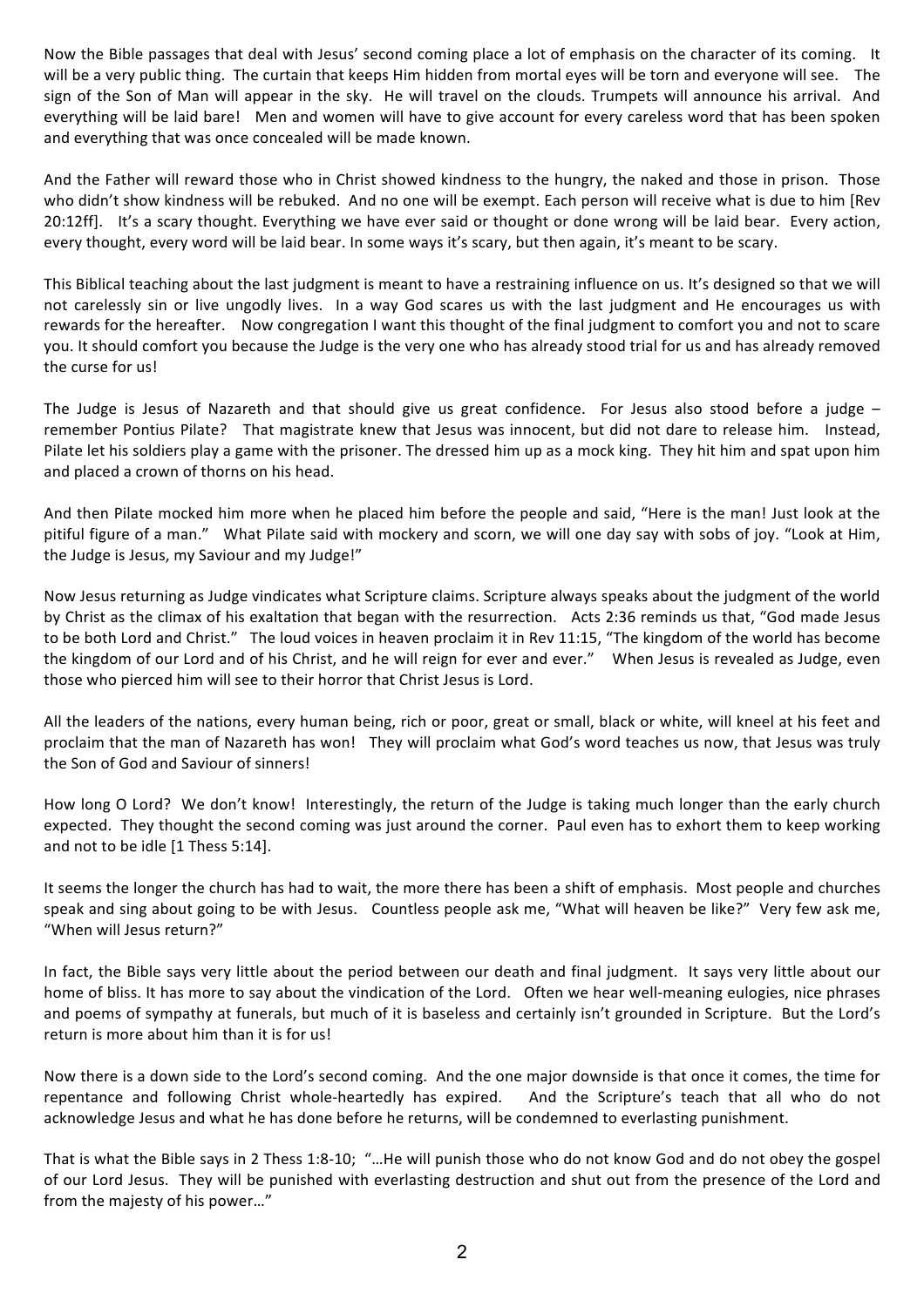Now the Bible passages that deal with Jesus' second coming place a lot of emphasis on the character of its coming. It will be a very public thing. The curtain that keeps Him hidden from mortal eyes will be torn and everyone will see. The sign of the Son of Man will appear in the sky. He will travel on the clouds. Trumpets will announce his arrival. And everything will be laid bare! Men and women will have to give account for every careless word that has been spoken and everything that was once concealed will be made known.

And the Father will reward those who in Christ showed kindness to the hungry, the naked and those in prison. Those who didn't show kindness will be rebuked. And no one will be exempt. Each person will receive what is due to him [Rev 20:12ff]. It's a scary thought. Everything we have ever said or thought or done wrong will be laid bear. Every action, every thought, every word will be laid bear. In some ways it's scary, but then again, it's meant to be scary.

This Biblical teaching about the last judgment is meant to have a restraining influence on us. It's designed so that we will not carelessly sin or live ungodly lives. In a way God scares us with the last judgment and He encourages us with rewards for the hereafter. Now congregation I want this thought of the final judgment to comfort you and not to scare you. It should comfort you because the Judge is the very one who has already stood trial for us and has already removed the curse for us!

The Judge is Jesus of Nazareth and that should give us great confidence. For Jesus also stood before a judge – remember Pontius Pilate? That magistrate knew that Jesus was innocent, but did not dare to release him. Instead, Pilate let his soldiers play a game with the prisoner. The dressed him up as a mock king. They hit him and spat upon him and placed a crown of thorns on his head.

And then Pilate mocked him more when he placed him before the people and said, "Here is the man! Just look at the pitiful figure of a man." What Pilate said with mockery and scorn, we will one day say with sobs of joy. "Look at Him, the Judge is Jesus, my Saviour and my Judge!"

Now Jesus returning as Judge vindicates what Scripture claims. Scripture always speaks about the judgment of the world by Christ as the climax of his exaltation that began with the resurrection. Acts 2:36 reminds us that, "God made Jesus to be both Lord and Christ." The loud voices in heaven proclaim it in Rev 11:15, "The kingdom of the world has become the kingdom of our Lord and of his Christ, and he will reign for ever and ever." When Jesus is revealed as Judge, even those who pierced him will see to their horror that Christ Jesus is Lord.

All the leaders of the nations, every human being, rich or poor, great or small, black or white, will kneel at his feet and proclaim that the man of Nazareth has won! They will proclaim what God's word teaches us now, that Jesus was truly the Son of God and Saviour of sinners!

How long O Lord? We don't know! Interestingly, the return of the Judge is taking much longer than the early church expected. They thought the second coming was just around the corner. Paul even has to exhort them to keep working and not to be idle [1 Thess 5:14].

It seems the longer the church has had to wait, the more there has been a shift of emphasis. Most people and churches speak and sing about going to be with Jesus. Countless people ask me, "What will heaven be like?" Very few ask me, "When will Jesus return?"

In fact, the Bible says very little about the period between our death and final judgment. It says very little about our home of bliss. It has more to say about the vindication of the Lord. Often we hear well-meaning eulogies, nice phrases and poems of sympathy at funerals, but much of it is baseless and certainly isn't grounded in Scripture. But the Lord's return is more about him than it is for us!

Now there is a down side to the Lord's second coming. And the one major downside is that once it comes, the time for repentance and following Christ whole-heartedly has expired. And the Scripture's teach that all who do not acknowledge Jesus and what he has done before he returns, will be condemned to everlasting punishment.

That is what the Bible says in 2 Thess 1:8-10; "…He will punish those who do not know God and do not obey the gospel of our Lord Jesus. They will be punished with everlasting destruction and shut out from the presence of the Lord and from the majesty of his power…"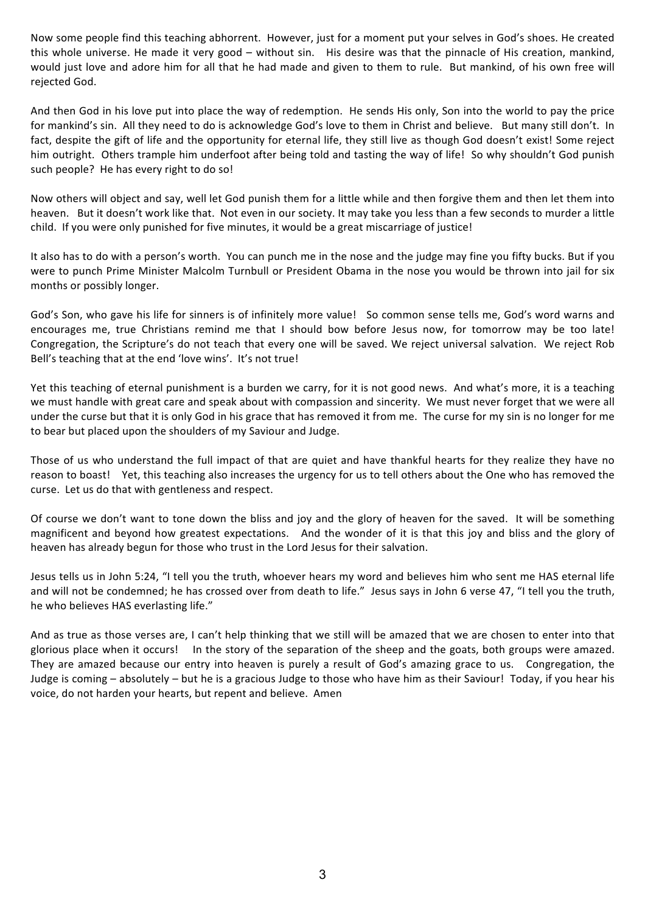Now some people find this teaching abhorrent. However, just for a moment put your selves in God's shoes. He created this whole universe. He made it very good – without sin. His desire was that the pinnacle of His creation, mankind, would just love and adore him for all that he had made and given to them to rule. But mankind, of his own free will rejected God.

And then God in his love put into place the way of redemption. He sends His only, Son into the world to pay the price for mankind's sin. All they need to do is acknowledge God's love to them in Christ and believe. But many still don't. In fact, despite the gift of life and the opportunity for eternal life, they still live as though God doesn't exist! Some reject him outright. Others trample him underfoot after being told and tasting the way of life! So why shouldn't God punish such people? He has every right to do so!

Now others will object and say, well let God punish them for a little while and then forgive them and then let them into heaven. But it doesn't work like that. Not even in our society. It may take you less than a few seconds to murder a little child. If you were only punished for five minutes, it would be a great miscarriage of justice!

It also has to do with a person's worth. You can punch me in the nose and the judge may fine you fifty bucks. But if you were to punch Prime Minister Malcolm Turnbull or President Obama in the nose you would be thrown into jail for six months or possibly longer.

God's Son, who gave his life for sinners is of infinitely more value! So common sense tells me, God's word warns and encourages me, true Christians remind me that I should bow before Jesus now, for tomorrow may be too late! Congregation, the Scripture's do not teach that every one will be saved. We reject universal salvation. We reject Rob Bell's teaching that at the end 'love wins'. It's not true!

Yet this teaching of eternal punishment is a burden we carry, for it is not good news. And what's more, it is a teaching we must handle with great care and speak about with compassion and sincerity. We must never forget that we were all under the curse but that it is only God in his grace that has removed it from me. The curse for my sin is no longer for me to bear but placed upon the shoulders of my Saviour and Judge.

Those of us who understand the full impact of that are quiet and have thankful hearts for they realize they have no reason to boast! Yet, this teaching also increases the urgency for us to tell others about the One who has removed the curse. Let us do that with gentleness and respect.

Of course we don't want to tone down the bliss and joy and the glory of heaven for the saved. It will be something magnificent and beyond how greatest expectations. And the wonder of it is that this joy and bliss and the glory of heaven has already begun for those who trust in the Lord Jesus for their salvation.

Jesus tells us in John 5:24, "I tell you the truth, whoever hears my word and believes him who sent me HAS eternal life and will not be condemned; he has crossed over from death to life." Jesus says in John 6 verse 47, "I tell you the truth, he who believes HAS everlasting life."

And as true as those verses are, I can't help thinking that we still will be amazed that we are chosen to enter into that glorious place when it occurs! In the story of the separation of the sheep and the goats, both groups were amazed. They are amazed because our entry into heaven is purely a result of God's amazing grace to us. Congregation, the Judge is coming – absolutely – but he is a gracious Judge to those who have him as their Saviour! Today, if you hear his voice, do not harden your hearts, but repent and believe. Amen